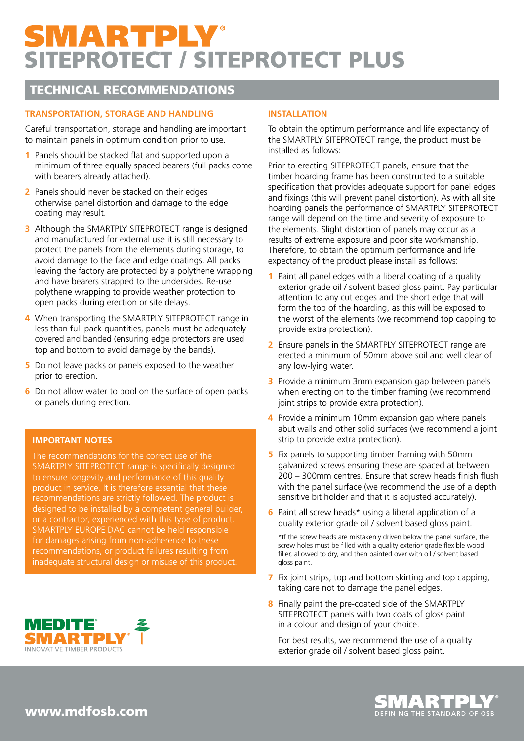# SMARTPLY®
# SITEPROTECT / SITEPROTECT PLUS

## TECHNICAL RECOMMENDATIONS

### TRANSPORTATION, STORAGE AND HANDLING

Careful transportation, storage and handling are important to maintain panels in optimum condition prior to use.

1. Panels should be stacked flat and supported upon a minimum of three equally spaced bearers (full packs come with bearers already attached).
2. Panels should never be stacked on their edges otherwise panel distortion and damage to the edge coating may result.
3. Although the SMARTPLY SITEPROTECT range is designed and manufactured for external use it is still necessary to protect the panels from the elements during storage, to avoid damage to the face and edge coatings. All packs leaving the factory are protected by a polythene wrapping and have bearers strapped to the undersides. Re-use polythene wrapping to provide weather protection to open packs during erection or site delays.
4. When transporting the SMARTPLY SITEPROTECT range in less than full pack quantities, panels must be adequately covered and banded (ensuring edge protectors are used top and bottom to avoid damage by the bands).
5. Do not leave packs or panels exposed to the weather prior to erection.
6. Do not allow water to pool on the surface of open packs or panels during erection.

### IMPORTANT NOTES

The recommendations for the correct use of the SMARTPLY SITEPROTECT range is specifically designed to ensure longevity and performance of this quality product in service. It is therefore essential that these recommendations are strictly followed. The product is designed to be installed by a competent general builder, or a contractor, experienced with this type of product. SMARTPLY EUROPE DAC cannot be held responsible for damages arising from non-adherence to these recommendations, or product failures resulting from inadequate structural design or misuse of this product.

MEDITE® SMARTPLY®
INNOVATIVE TIMBER PRODUCTS

### INSTALLATION

To obtain the optimum performance and life expectancy of the SMARTPLY SITEPROTECT range, the product must be installed as follows:

Prior to erecting SITEPROTECT panels, ensure that the timber hoarding frame has been constructed to a suitable specification that provides adequate support for panel edges and fixings (this will prevent panel distortion). As with all site hoarding panels the performance of SMARTPLY SITEPROTECT range will depend on the time and severity of exposure to the elements. Slight distortion of panels may occur as a results of extreme exposure and poor site workmanship. Therefore, to obtain the optimum performance and life expectancy of the product please install as follows:

1. Paint all panel edges with a liberal coating of a quality exterior grade oil / solvent based gloss paint. Pay particular attention to any cut edges and the short edge that will form the top of the hoarding, as this will be exposed to the worst of the elements (we recommend top capping to provide extra protection).
2. Ensure panels in the SMARTPLY SITEPROTECT range are erected a minimum of 50mm above soil and well clear of any low-lying water.
3. Provide a minimum 3mm expansion gap between panels when erecting on to the timber framing (we recommend joint strips to provide extra protection).
4. Provide a minimum 10mm expansion gap where panels abut walls and other solid surfaces (we recommend a joint strip to provide extra protection).
5. Fix panels to supporting timber framing with 50mm galvanized screws ensuring these are spaced at between 200 – 300mm centres. Ensure that screw heads finish flush with the panel surface (we recommend the use of a depth sensitive bit holder and that it is adjusted accurately).
6. Paint all screw heads* using a liberal application of a quality exterior grade oil / solvent based gloss paint.

   *If the screw heads are mistakenly driven below the panel surface, the screw holes must be filled with a quality exterior grade flexible wood filler, allowed to dry, and then painted over with oil / solvent based gloss paint.

7. Fix joint strips, top and bottom skirting and top capping, taking care not to damage the panel edges.
8. Finally paint the pre-coated side of the SMARTPLY SITEPROTECT panels with two coats of gloss paint in a colour and design of your choice.

   For best results, we recommend the use of a quality exterior grade oil / solvent based gloss paint.

www.mdfosb.com

SMARTPLY®
DEFINING THE STANDARD OF OSB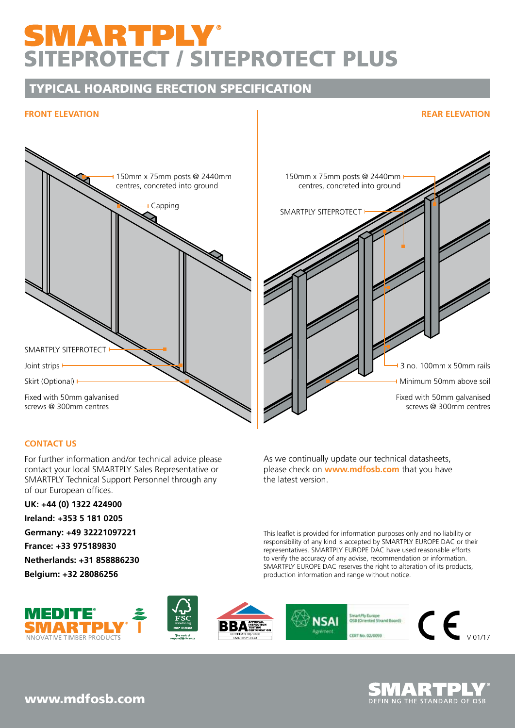# SMARTPLY®

# SITEPROTECT / SITEPROTECT PLUS

## TYPICAL HOARDING ERECTION SPECIFICATION

### FRONT ELEVATION

150mm x 75mm posts @ 2440mm centres, concreted into ground

Capping

SMARTPLY SITEPROTECT

Joint strips

Skirt (Optional)

Fixed with 50mm galvanised screws @ 300mm centres

### REAR ELEVATION

150mm x 75mm posts @ 2440mm centres, concreted into ground

SMARTPLY SITEPROTECT

3 no. 100mm x 50mm rails

Minimum 50mm above soil

Fixed with 50mm galvanised screws @ 300mm centres

### CONTACT US

For further information and/or technical advice please contact your local SMARTPLY Sales Representative or SMARTPLY Technical Support Personnel through any of our European offices.

**UK: +44 (0) 1322 424900**

**Ireland: +353 5 181 0205**

**Germany: +49 32221097221**

**France: +33 975189830**

**Netherlands: +31 858886230**

**Belgium: +32 28086256**

As we continually update our technical datasheets, please check on **www.mdfosb.com** that you have the latest version.

This leaflet is provided for information purposes only and no liability or responsibility of any kind is accepted by SMARTPLY EUROPE DAC or their representatives. SMARTPLY EUROPE DAC have used reasonable efforts to verify the accuracy of any advise, recommendation or information. SMARTPLY EUROPE DAC reserves the right to alteration of its products, production information and range without notice.

MEDITE® SMARTPLY® INNOVATIVE TIMBER PRODUCTS

FSC® C016958

BBA CERTIFICATE 96/3488 SMARTPLY OSB/3

NSAI Agrément SmartPly Europe OSB (Oriented Strand Board) CERT No. 02/0093

V 01/17

**www.mdfosb.com**

SMARTPLY® DEFINING THE STANDARD OF OSB